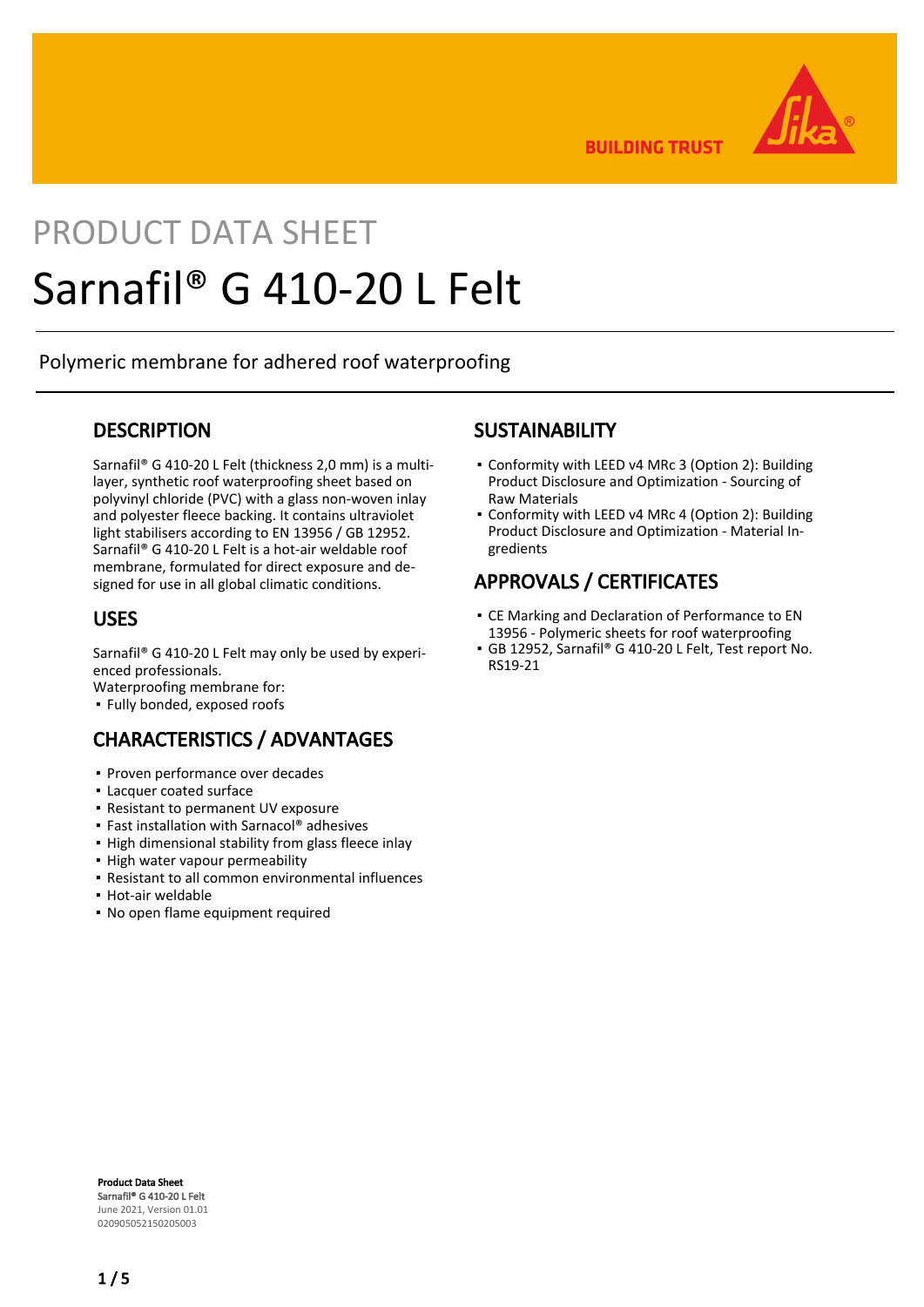PRODUCT DATA SHEET

# Sarnafil® G 410-20 L Felt

Polymeric membrane for adhered roof waterproofing

## DESCRIPTION

Sarnafil® G 410-20 L Felt (thickness 2,0 mm) is a multi-layer, synthetic roof waterproofing sheet based on polyvinyl chloride (PVC) with a glass non-woven inlay and polyester fleece backing. It contains ultraviolet light stabilisers according to EN 13956 / GB 12952. Sarnafil® G 410-20 L Felt is a hot-air weldable roof membrane, formulated for direct exposure and designed for use in all global climatic conditions.

## USES

Sarnafil® G 410-20 L Felt may only be used by experienced professionals.
Waterproofing membrane for:

- Fully bonded, exposed roofs

## CHARACTERISTICS / ADVANTAGES

- Proven performance over decades
- Lacquer coated surface
- Resistant to permanent UV exposure
- Fast installation with Sarnacol® adhesives
- High dimensional stability from glass fleece inlay
- High water vapour permeability
- Resistant to all common environmental influences
- Hot-air weldable
- No open flame equipment required

## SUSTAINABILITY

- Conformity with LEED v4 MRc 3 (Option 2): Building Product Disclosure and Optimization - Sourcing of Raw Materials
- Conformity with LEED v4 MRc 4 (Option 2): Building Product Disclosure and Optimization - Material Ingredients

## APPROVALS / CERTIFICATES

- CE Marking and Declaration of Performance to EN 13956 - Polymeric sheets for roof waterproofing
- GB 12952, Sarnafil® G 410-20 L Felt, Test report No. RS19-21

**Product Data Sheet**
**Sarnafil® G 410-20 L Felt**
June 2021, Version 01.01
020905052150205003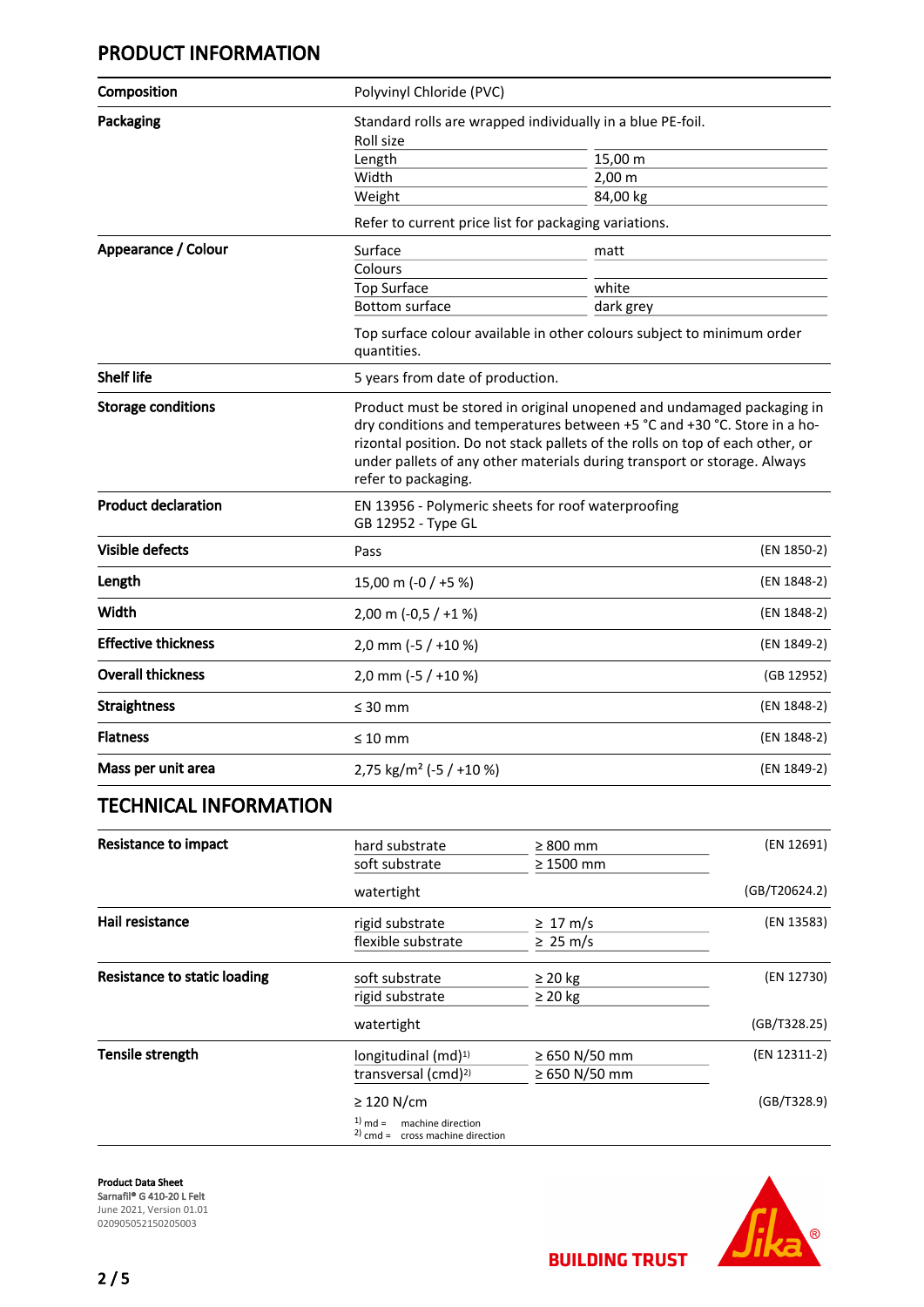## PRODUCT INFORMATION

| | | |
|---|---|---|
| **Composition** | Polyvinyl Chloride (PVC) | |
| **Packaging** | Standard rolls are wrapped individually in a blue PE-foil.<br>Roll size<br>Length: 15,00 m<br>Width: 2,00 m<br>Weight: 84,00 kg<br><br>Refer to current price list for packaging variations. | |
| **Appearance / Colour** | Surface: matt<br>Colours<br>Top Surface: white<br>Bottom surface: dark grey<br><br>Top surface colour available in other colours subject to minimum order quantities. | |
| **Shelf life** | 5 years from date of production. | |
| **Storage conditions** | Product must be stored in original unopened and undamaged packaging in dry conditions and temperatures between +5 °C and +30 °C. Store in a horizontal position. Do not stack pallets of the rolls on top of each other, or under pallets of any other materials during transport or storage. Always refer to packaging. | |
| **Product declaration** | EN 13956 - Polymeric sheets for roof waterproofing<br>GB 12952 - Type GL | |
| **Visible defects** | Pass | (EN 1850-2) |
| **Length** | 15,00 m (-0 / +5 %) | (EN 1848-2) |
| **Width** | 2,00 m (-0,5 / +1 %) | (EN 1848-2) |
| **Effective thickness** | 2,0 mm (-5 / +10 %) | (EN 1849-2) |
| **Overall thickness** | 2,0 mm (-5 / +10 %) | (GB 12952) |
| **Straightness** | ≤ 30 mm | (EN 1848-2) |
| **Flatness** | ≤ 10 mm | (EN 1848-2) |
| **Mass per unit area** | 2,75 kg/m² (-5 / +10 %) | (EN 1849-2) |

## TECHNICAL INFORMATION

| | | | |
|---|---|---|---|
| **Resistance to impact** | hard substrate | ≥ 800 mm | (EN 12691) |
| | soft substrate | ≥ 1500 mm | |
| | watertight | | (GB/T20624.2) |
| **Hail resistance** | rigid substrate | ≥ 17 m/s | (EN 13583) |
| | flexible substrate | ≥ 25 m/s | |
| **Resistance to static loading** | soft substrate | ≥ 20 kg | (EN 12730) |
| | rigid substrate | ≥ 20 kg | |
| | watertight | | (GB/T328.25) |
| **Tensile strength** | longitudinal (md)[1] | ≥ 650 N/50 mm | (EN 12311-2) |
| | transversal (cmd)[2] | ≥ 650 N/50 mm | |
| | ≥ 120 N/cm | | (GB/T328.9) |

[1] md = machine direction
[2] cmd = cross machine direction

**Product Data Sheet**
Sarnafil® G 410-20 L Felt
June 2021, Version 01.01
020905052150205003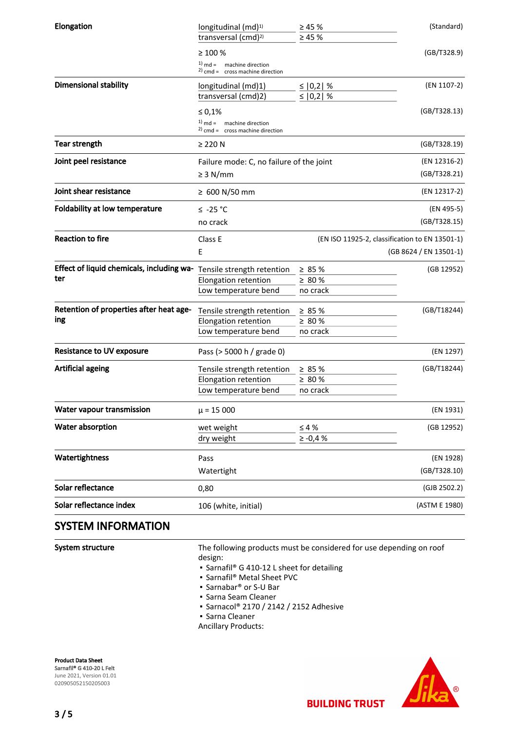| Property | Value | | Standard |
|---|---|---|---|
| **Elongation** | longitudinal (md)[1] | ≥ 45 % | (Standard) |
| | transversal (cmd)[2] | ≥ 45 % | |
| | ≥ 100 % | | (GB/T328.9) |
| | [1] md = machine direction<br>[2] cmd = cross machine direction | | |
| **Dimensional stability** | longitudinal (md)1) | ≤ \|0,2\| % | (EN 1107-2) |
| | transversal (cmd)2) | ≤ \|0,2\| % | |
| | ≤ 0,1% | | (GB/T328.13) |
| | [1] md = machine direction<br>[2] cmd = cross machine direction | | |
| **Tear strength** | ≥ 220 N | | (GB/T328.19) |
| **Joint peel resistance** | Failure mode: C, no failure of the joint | | (EN 12316-2) |
| | ≥ 3 N/mm | | (GB/T328.21) |
| **Joint shear resistance** | ≥ 600 N/50 mm | | (EN 12317-2) |
| **Foldability at low temperature** | ≤ -25 °C | | (EN 495-5) |
| | no crack | | (GB/T328.15) |
| **Reaction to fire** | Class E | | (EN ISO 11925-2, classification to EN 13501-1) |
| | E | | (GB 8624 / EN 13501-1) |
| **Effect of liquid chemicals, including water** | Tensile strength retention | ≥ 85 % | (GB 12952) |
| | Elongation retention | ≥ 80 % | |
| | Low temperature bend | no crack | |
| **Retention of properties after heat ageing** | Tensile strength retention | ≥ 85 % | (GB/T18244) |
| | Elongation retention | ≥ 80 % | |
| | Low temperature bend | no crack | |
| **Resistance to UV exposure** | Pass (> 5000 h / grade 0) | | (EN 1297) |
| **Artificial ageing** | Tensile strength retention | ≥ 85 % | (GB/T18244) |
| | Elongation retention | ≥ 80 % | |
| | Low temperature bend | no crack | |
| **Water vapour transmission** | μ = 15 000 | | (EN 1931) |
| **Water absorption** | wet weight | ≤ 4 % | (GB 12952) |
| | dry weight | ≥ -0,4 % | |
| **Watertightness** | Pass | | (EN 1928) |
| | Watertight | | (GB/T328.10) |
| **Solar reflectance** | 0,80 | | (GJB 2502.2) |
| **Solar reflectance index** | 106 (white, initial) | | (ASTM E 1980) |

## SYSTEM INFORMATION

**System structure**

The following products must be considered for use depending on roof design:

- Sarnafil® G 410-12 L sheet for detailing
- Sarnafil® Metal Sheet PVC
- Sarnabar® or S-U Bar
- Sarna Seam Cleaner
- Sarnacol® 2170 / 2142 / 2152 Adhesive
- Sarna Cleaner

Ancillary Products:

**Product Data Sheet**
Sarnafil® G 410-20 L Felt
June 2021, Version 01.01
020905052150205003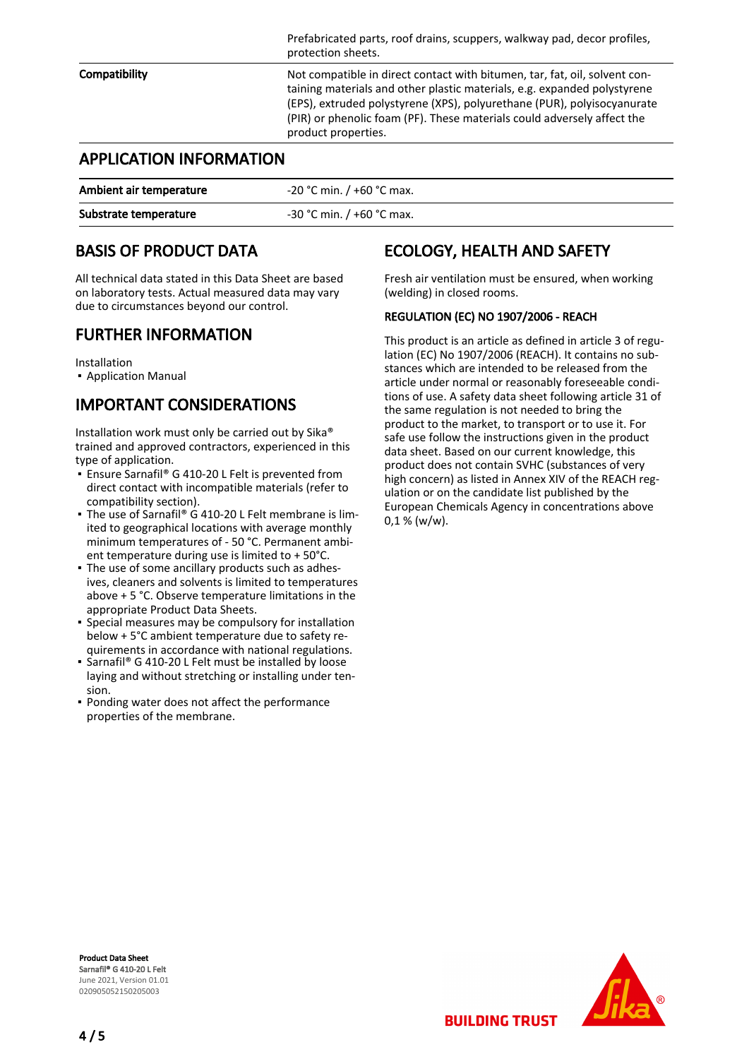| | |
|---|---|
| | Prefabricated parts, roof drains, scuppers, walkway pad, decor profiles, protection sheets. |
| **Compatibility** | Not compatible in direct contact with bitumen, tar, fat, oil, solvent containing materials and other plastic materials, e.g. expanded polystyrene (EPS), extruded polystyrene (XPS), polyurethane (PUR), polyisocyanurate (PIR) or phenolic foam (PF). These materials could adversely affect the product properties. |

## APPLICATION INFORMATION

| | |
|---|---|
| **Ambient air temperature** | -20 °C min. / +60 °C max. |
| **Substrate temperature** | -30 °C min. / +60 °C max. |

## BASIS OF PRODUCT DATA

All technical data stated in this Data Sheet are based on laboratory tests. Actual measured data may vary due to circumstances beyond our control.

## FURTHER INFORMATION

Installation
- Application Manual

## IMPORTANT CONSIDERATIONS

Installation work must only be carried out by Sika® trained and approved contractors, experienced in this type of application.
- Ensure Sarnafil® G 410-20 L Felt is prevented from direct contact with incompatible materials (refer to compatibility section).
- The use of Sarnafil® G 410-20 L Felt membrane is limited to geographical locations with average monthly minimum temperatures of - 50 °C. Permanent ambient temperature during use is limited to + 50°C.
- The use of some ancillary products such as adhesives, cleaners and solvents is limited to temperatures above + 5 °C. Observe temperature limitations in the appropriate Product Data Sheets.
- Special measures may be compulsory for installation below + 5°C ambient temperature due to safety requirements in accordance with national regulations.
- Sarnafil® G 410-20 L Felt must be installed by loose laying and without stretching or installing under tension.
- Ponding water does not affect the performance properties of the membrane.

## ECOLOGY, HEALTH AND SAFETY

Fresh air ventilation must be ensured, when working (welding) in closed rooms.

### REGULATION (EC) NO 1907/2006 - REACH

This product is an article as defined in article 3 of regulation (EC) No 1907/2006 (REACH). It contains no substances which are intended to be released from the article under normal or reasonably foreseeable conditions of use. A safety data sheet following article 31 of the same regulation is not needed to bring the product to the market, to transport or to use it. For safe use follow the instructions given in the product data sheet. Based on our current knowledge, this product does not contain SVHC (substances of very high concern) as listed in Annex XIV of the REACH regulation or on the candidate list published by the European Chemicals Agency in concentrations above 0,1 % (w/w).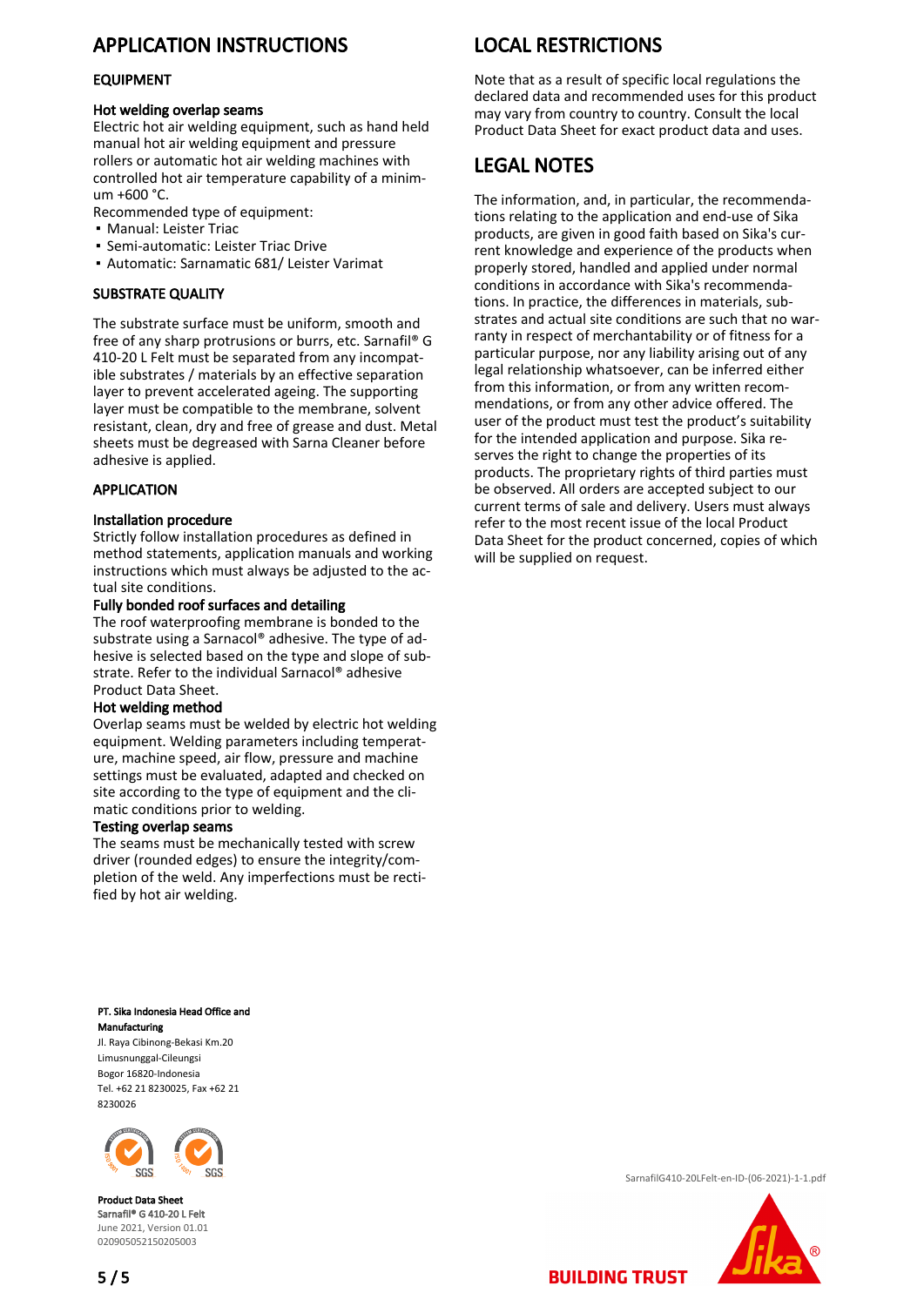## APPLICATION INSTRUCTIONS

### EQUIPMENT

**Hot welding overlap seams**

Electric hot air welding equipment, such as hand held manual hot air welding equipment and pressure rollers or automatic hot air welding machines with controlled hot air temperature capability of a minimum +600 °C.

Recommended type of equipment:

- Manual: Leister Triac
- Semi-automatic: Leister Triac Drive
- Automatic: Sarnamatic 681/ Leister Varimat

### SUBSTRATE QUALITY

The substrate surface must be uniform, smooth and free of any sharp protrusions or burrs, etc. Sarnafil® G 410-20 L Felt must be separated from any incompatible substrates / materials by an effective separation layer to prevent accelerated ageing. The supporting layer must be compatible to the membrane, solvent resistant, clean, dry and free of grease and dust. Metal sheets must be degreased with Sarna Cleaner before adhesive is applied.

### APPLICATION

**Installation procedure**

Strictly follow installation procedures as defined in method statements, application manuals and working instructions which must always be adjusted to the actual site conditions.

**Fully bonded roof surfaces and detailing**

The roof waterproofing membrane is bonded to the substrate using a Sarnacol® adhesive. The type of adhesive is selected based on the type and slope of substrate. Refer to the individual Sarnacol® adhesive Product Data Sheet.

**Hot welding method**

Overlap seams must be welded by electric hot welding equipment. Welding parameters including temperature, machine speed, air flow, pressure and machine settings must be evaluated, adapted and checked on site according to the type of equipment and the climatic conditions prior to welding.

**Testing overlap seams**

The seams must be mechanically tested with screw driver (rounded edges) to ensure the integrity/completion of the weld. Any imperfections must be rectified by hot air welding.

## LOCAL RESTRICTIONS

Note that as a result of specific local regulations the declared data and recommended uses for this product may vary from country to country. Consult the local Product Data Sheet for exact product data and uses.

## LEGAL NOTES

The information, and, in particular, the recommendations relating to the application and end-use of Sika products, are given in good faith based on Sika's current knowledge and experience of the products when properly stored, handled and applied under normal conditions in accordance with Sika's recommendations. In practice, the differences in materials, substrates and actual site conditions are such that no warranty in respect of merchantability or of fitness for a particular purpose, nor any liability arising out of any legal relationship whatsoever, can be inferred either from this information, or from any written recommendations, or from any other advice offered. The user of the product must test the product's suitability for the intended application and purpose. Sika reserves the right to change the properties of its products. The proprietary rights of third parties must be observed. All orders are accepted subject to our current terms of sale and delivery. Users must always refer to the most recent issue of the local Product Data Sheet for the product concerned, copies of which will be supplied on request.

**PT. Sika Indonesia Head Office and Manufacturing**
Jl. Raya Cibinong-Bekasi Km.20
Limusnunggal-Cileungsi
Bogor 16820-Indonesia
Tel. +62 21 8230025, Fax +62 21 8230026

**Product Data Sheet**
**Sarnafil® G 410-20 L Felt**
June 2021, Version 01.01
020905052150205003

SarnafilG410-20LFelt-en-ID-(06-2021)-1-1.pdf

BUILDING TRUST